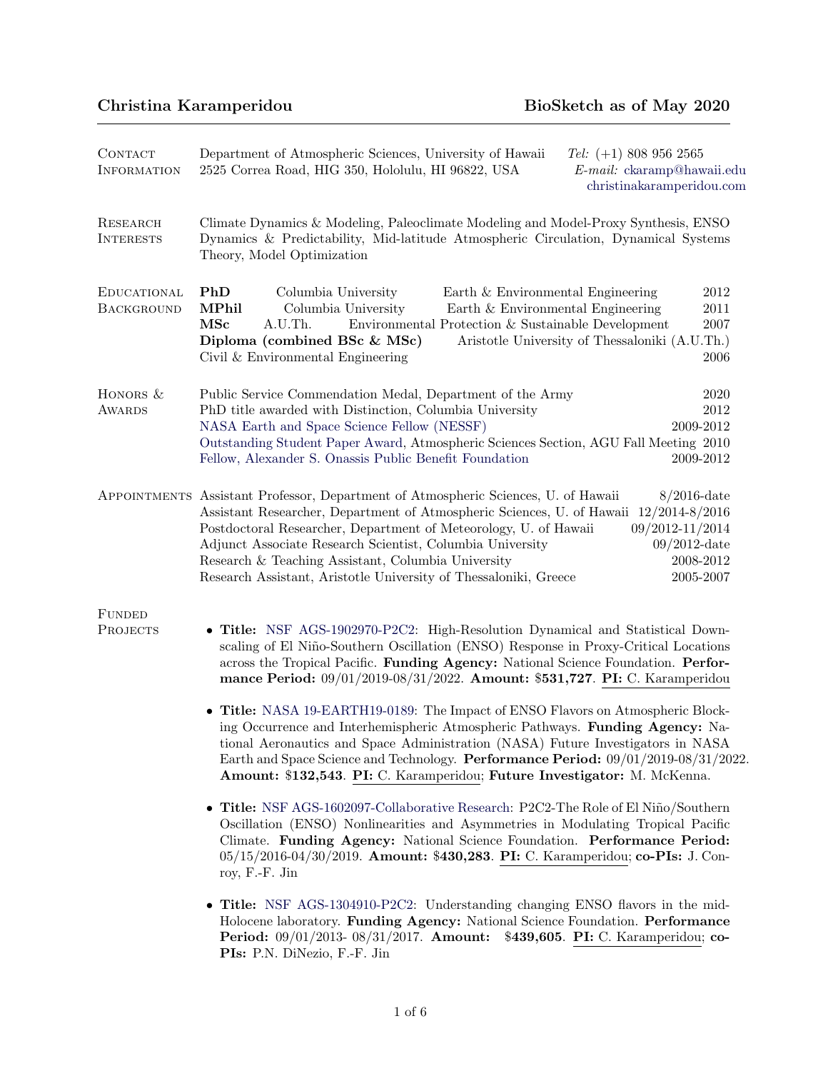# Christina Karamperidou

**BioSketch as of May 2020**

## Contact Information

Department of Atmospheric Sciences, University of Hawaii
2525 Correa Road, HIG 350, Hololulu, HI 96822, USA

*Tel:* (+1) 808 956 2565
*E-mail:* ckaramp@hawaii.edu
christinakaramperidou.com

## Research Interests

Climate Dynamics & Modeling, Paleoclimate Modeling and Model-Proxy Synthesis, ENSO Dynamics & Predictability, Mid-latitude Atmospheric Circulation, Dynamical Systems Theory, Model Optimization

## Educational Background

| | | | |
|---|---|---|---|
| **PhD** | Columbia University | Earth & Environmental Engineering | 2012 |
| **MPhil** | Columbia University | Earth & Environmental Engineering | 2011 |
| **MSc** | A.U.Th. | Environmental Protection & Sustainable Development | 2007 |
| **Diploma (combined BSc & MSc)** Civil & Environmental Engineering | Aristotle University of Thessaloniki (A.U.Th.) | | 2006 |

## Honors & Awards

- Public Service Commendation Medal, Department of the Army — 2020
- PhD title awarded with Distinction, Columbia University — 2012
- NASA Earth and Space Science Fellow (NESSF) — 2009-2012
- Outstanding Student Paper Award, Atmospheric Sciences Section, AGU Fall Meeting — 2010
- Fellow, Alexander S. Onassis Public Benefit Foundation — 2009-2012

## Appointments

- Assistant Professor, Department of Atmospheric Sciences, U. of Hawaii — 8/2016-date
- Assistant Researcher, Department of Atmospheric Sciences, U. of Hawaii — 12/2014-8/2016
- Postdoctoral Researcher, Department of Meteorology, U. of Hawaii — 09/2012-11/2014
- Adjunct Associate Research Scientist, Columbia University — 09/2012-date
- Research & Teaching Assistant, Columbia University — 2008-2012
- Research Assistant, Aristotle University of Thessaloniki, Greece — 2005-2007

## Funded Projects

- **Title:** NSF AGS-1902970-P2C2: High-Resolution Dynamical and Statistical Downscaling of El Niño-Southern Oscillation (ENSO) Response in Proxy-Critical Locations across the Tropical Pacific. **Funding Agency:** National Science Foundation. **Performance Period:** 09/01/2019-08/31/2022. **Amount:** $**531,727**. **PI:** C. Karamperidou

- **Title:** NASA 19-EARTH19-0189: The Impact of ENSO Flavors on Atmospheric Blocking Occurrence and Interhemispheric Atmospheric Pathways. **Funding Agency:** National Aeronautics and Space Administration (NASA) Future Investigators in NASA Earth and Space Science and Technology. **Performance Period:** 09/01/2019-08/31/2022. **Amount:** $**132,543**. **PI:** C. Karamperidou; **Future Investigator:** M. McKenna.

- **Title:** NSF AGS-1602097-Collaborative Research: P2C2-The Role of El Niño/Southern Oscillation (ENSO) Nonlinearities and Asymmetries in Modulating Tropical Pacific Climate. **Funding Agency:** National Science Foundation. **Performance Period:** 05/15/2016-04/30/2019. **Amount:** $**430,283**. **PI:** C. Karamperidou; **co-PIs:** J. Conroy, F.-F. Jin

- **Title:** NSF AGS-1304910-P2C2: Understanding changing ENSO flavors in the mid-Holocene laboratory. **Funding Agency:** National Science Foundation. **Performance Period:** 09/01/2013- 08/31/2017. **Amount:** $**439,605**. **PI:** C. Karamperidou; **co-PIs:** P.N. DiNezio, F.-F. Jin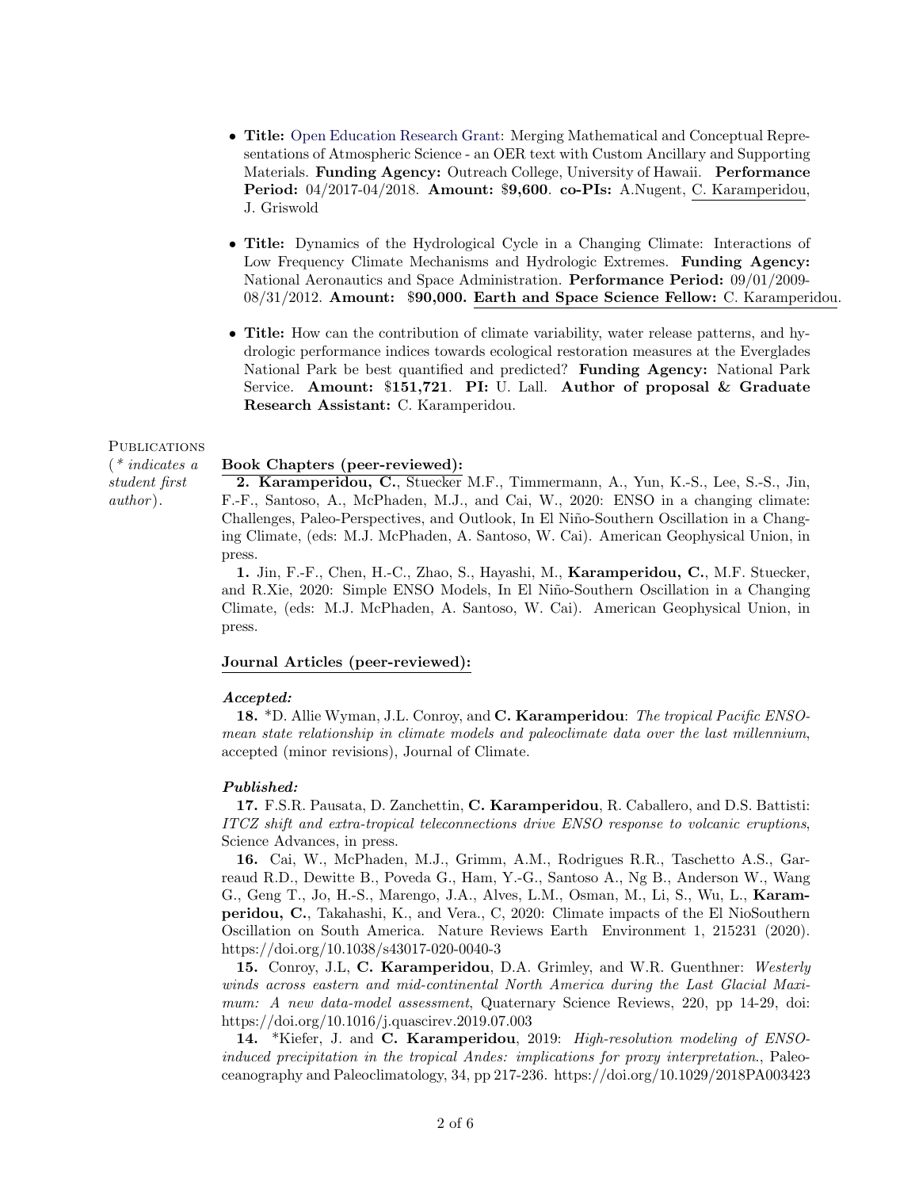- **Title:** Open Education Research Grant: Merging Mathematical and Conceptual Representations of Atmospheric Science - an OER text with Custom Ancillary and Supporting Materials. **Funding Agency:** Outreach College, University of Hawaii. **Performance Period:** 04/2017-04/2018. **Amount:** $**9,600**. **co-PIs:** A.Nugent, C. Karamperidou, J. Griswold

- **Title:** Dynamics of the Hydrological Cycle in a Changing Climate: Interactions of Low Frequency Climate Mechanisms and Hydrologic Extremes. **Funding Agency:** National Aeronautics and Space Administration. **Performance Period:** 09/01/2009-08/31/2012. **Amount:** $**90,000. Earth and Space Science Fellow:** C. Karamperidou.

- **Title:** How can the contribution of climate variability, water release patterns, and hydrologic performance indices towards ecological restoration measures at the Everglades National Park be best quantified and predicted? **Funding Agency:** National Park Service. **Amount:** $**151,721**. **PI:** U. Lall. **Author of proposal & Graduate Research Assistant:** C. Karamperidou.

## Publications

(*\* indicates a student first author*).

**Book Chapters (peer-reviewed):**

**2. Karamperidou, C.**, Stuecker M.F., Timmermann, A., Yun, K.-S., Lee, S.-S., Jin, F.-F., Santoso, A., McPhaden, M.J., and Cai, W., 2020: ENSO in a changing climate: Challenges, Paleo-Perspectives, and Outlook, In El Niño-Southern Oscillation in a Changing Climate, (eds: M.J. McPhaden, A. Santoso, W. Cai). American Geophysical Union, in press.

**1.** Jin, F.-F., Chen, H.-C., Zhao, S., Hayashi, M., **Karamperidou, C.**, M.F. Stuecker, and R.Xie, 2020: Simple ENSO Models, In El Niño-Southern Oscillation in a Changing Climate, (eds: M.J. McPhaden, A. Santoso, W. Cai). American Geophysical Union, in press.

**Journal Articles (peer-reviewed):**

***Accepted:***

**18.** *D. Allie Wyman, J.L. Conroy, and **C. Karamperidou**: *The tropical Pacific ENSO-mean state relationship in climate models and paleoclimate data over the last millennium*, accepted (minor revisions), Journal of Climate.

***Published:***

**17.** F.S.R. Pausata, D. Zanchettin, **C. Karamperidou**, R. Caballero, and D.S. Battisti: *ITCZ shift and extra-tropical teleconnections drive ENSO response to volcanic eruptions*, Science Advances, in press.

**16.** Cai, W., McPhaden, M.J., Grimm, A.M., Rodrigues R.R., Taschetto A.S., Garreaud R.D., Dewitte B., Poveda G., Ham, Y.-G., Santoso A., Ng B., Anderson W., Wang G., Geng T., Jo, H.-S., Marengo, J.A., Alves, L.M., Osman, M., Li, S., Wu, L., **Karamperidou, C.**, Takahashi, K., and Vera., C, 2020: Climate impacts of the El NioSouthern Oscillation on South America. Nature Reviews Earth Environment 1, 215231 (2020). https://doi.org/10.1038/s43017-020-0040-3

**15.** Conroy, J.L, **C. Karamperidou**, D.A. Grimley, and W.R. Guenthner: *Westerly winds across eastern and mid-continental North America during the Last Glacial Maximum: A new data-model assessment*, Quaternary Science Reviews, 220, pp 14-29, doi: https://doi.org/10.1016/j.quascirev.2019.07.003

**14.** *Kiefer, J. and **C. Karamperidou**, 2019: *High-resolution modeling of ENSO-induced precipitation in the tropical Andes: implications for proxy interpretation.*, Paleoceanography and Paleoclimatology, 34, pp 217-236. https://doi.org/10.1029/2018PA003423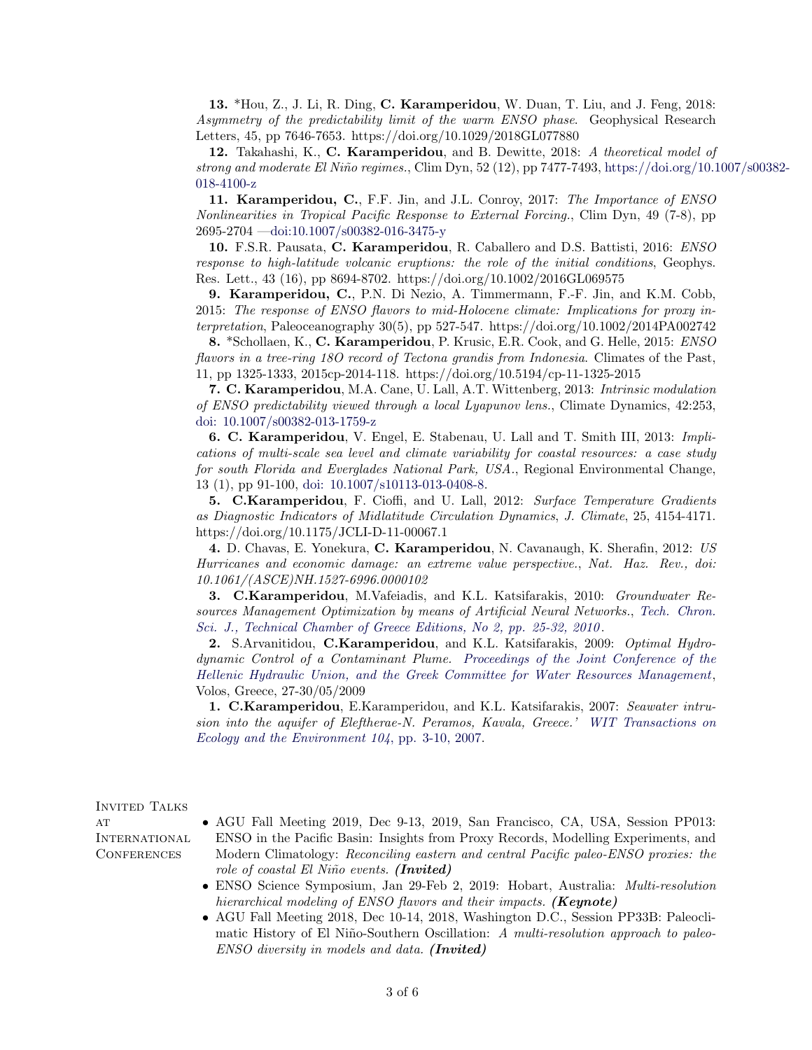**13.** *Hou, Z., J. Li, R. Ding, **C. Karamperidou**, W. Duan, T. Liu, and J. Feng, 2018: *Asymmetry of the predictability limit of the warm ENSO phase*. Geophysical Research Letters, 45, pp 7646-7653. https://doi.org/10.1029/2018GL077880

**12.** Takahashi, K., **C. Karamperidou**, and B. Dewitte, 2018: *A theoretical model of strong and moderate El Niño regimes.*, Clim Dyn, 52 (12), pp 7477-7493, https://doi.org/10.1007/s00382-018-4100-z

**11. Karamperidou, C.**, F.F. Jin, and J.L. Conroy, 2017: *The Importance of ENSO Nonlinearities in Tropical Pacific Response to External Forcing.*, Clim Dyn, 49 (7-8), pp 2695-2704 —doi:10.1007/s00382-016-3475-y

**10.** F.S.R. Pausata, **C. Karamperidou**, R. Caballero and D.S. Battisti, 2016: *ENSO response to high-latitude volcanic eruptions: the role of the initial conditions*, Geophys. Res. Lett., 43 (16), pp 8694-8702. https://doi.org/10.1002/2016GL069575

**9. Karamperidou, C.**, P.N. Di Nezio, A. Timmermann, F.-F. Jin, and K.M. Cobb, 2015: *The response of ENSO flavors to mid-Holocene climate: Implications for proxy interpretation*, Paleoceanography 30(5), pp 527-547. https://doi.org/10.1002/2014PA002742

**8.** *Schollaen, K., **C. Karamperidou**, P. Krusic, E.R. Cook, and G. Helle, 2015: *ENSO flavors in a tree-ring 18O record of Tectona grandis from Indonesia*. Climates of the Past, 11, pp 1325-1333, 2015cp-2014-118. https://doi.org/10.5194/cp-11-1325-2015

**7. C. Karamperidou**, M.A. Cane, U. Lall, A.T. Wittenberg, 2013: *Intrinsic modulation of ENSO predictability viewed through a local Lyapunov lens.*, Climate Dynamics, 42:253, doi: 10.1007/s00382-013-1759-z

**6. C. Karamperidou**, V. Engel, E. Stabenau, U. Lall and T. Smith III, 2013: *Implications of multi-scale sea level and climate variability for coastal resources: a case study for south Florida and Everglades National Park, USA.*, Regional Environmental Change, 13 (1), pp 91-100, doi: 10.1007/s10113-013-0408-8.

**5. C.Karamperidou**, F. Cioffi, and U. Lall, 2012: *Surface Temperature Gradients as Diagnostic Indicators of Midlatitude Circulation Dynamics*, *J. Climate*, 25, 4154-4171. https://doi.org/10.1175/JCLI-D-11-00067.1

**4.** D. Chavas, E. Yonekura, **C. Karamperidou**, N. Cavanaugh, K. Sherafin, 2012: *US Hurricanes and economic damage: an extreme value perspective., Nat. Haz. Rev., doi: 10.1061/(ASCE)NH.1527-6996.0000102*

**3. C.Karamperidou**, M.Vafeiadis, and K.L. Katsifarakis, 2010: *Groundwater Resources Management Optimization by means of Artificial Neural Networks.*, *Tech. Chron. Sci. J., Technical Chamber of Greece Editions, No 2, pp. 25-32, 2010*.

**2.** S.Arvanitidou, **C.Karamperidou**, and K.L. Katsifarakis, 2009: *Optimal Hydrodynamic Control of a Contaminant Plume.* *Proceedings of the Joint Conference of the Hellenic Hydraulic Union, and the Greek Committee for Water Resources Management*, Volos, Greece, 27-30/05/2009

**1. C.Karamperidou**, E.Karamperidou, and K.L. Katsifarakis, 2007: *Seawater intrusion into the aquifer of Eleftherae-N. Peramos, Kavala, Greece.' WIT Transactions on Ecology and the Environment 104*, pp. 3-10, 2007.

## Invited Talks at International Conferences

- AGU Fall Meeting 2019, Dec 9-13, 2019, San Francisco, CA, USA, Session PP013: ENSO in the Pacific Basin: Insights from Proxy Records, Modelling Experiments, and Modern Climatology: *Reconciling eastern and central Pacific paleo-ENSO proxies: the role of coastal El Niño events.* ***(Invited)***
- ENSO Science Symposium, Jan 29-Feb 2, 2019: Hobart, Australia: *Multi-resolution hierarchical modeling of ENSO flavors and their impacts.* ***(Keynote)***
- AGU Fall Meeting 2018, Dec 10-14, 2018, Washington D.C., Session PP33B: Paleoclimatic History of El Niño-Southern Oscillation: *A multi-resolution approach to paleo-ENSO diversity in models and data.* ***(Invited)***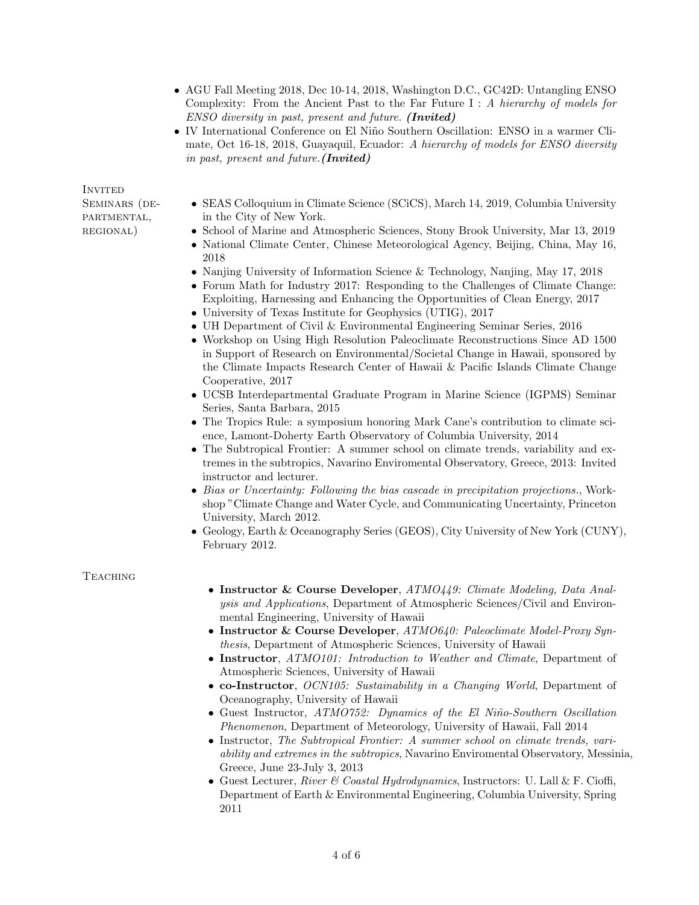- AGU Fall Meeting 2018, Dec 10-14, 2018, Washington D.C., GC42D: Untangling ENSO Complexity: From the Ancient Past to the Far Future I : *A hierarchy of models for ENSO diversity in past, present and future.* ***(Invited)***
- IV International Conference on El Niño Southern Oscillation: ENSO in a warmer Climate, Oct 16-18, 2018, Guayaquil, Ecuador: *A hierarchy of models for ENSO diversity in past, present and future.* ***(Invited)***

## Invited Seminars (departmental, regional)

- SEAS Colloquium in Climate Science (SCiCS), March 14, 2019, Columbia University in the City of New York.
- School of Marine and Atmospheric Sciences, Stony Brook University, Mar 13, 2019
- National Climate Center, Chinese Meteorological Agency, Beijing, China, May 16, 2018
- Nanjing University of Information Science & Technology, Nanjing, May 17, 2018
- Forum Math for Industry 2017: Responding to the Challenges of Climate Change: Exploiting, Harnessing and Enhancing the Opportunities of Clean Energy, 2017
- University of Texas Institute for Geophysics (UTIG), 2017
- UH Department of Civil & Environmental Engineering Seminar Series, 2016
- Workshop on Using High Resolution Paleoclimate Reconstructions Since AD 1500 in Support of Research on Environmental/Societal Change in Hawaii, sponsored by the Climate Impacts Research Center of Hawaii & Pacific Islands Climate Change Cooperative, 2017
- UCSB Interdepartmental Graduate Program in Marine Science (IGPMS) Seminar Series, Santa Barbara, 2015
- The Tropics Rule: a symposium honoring Mark Cane's contribution to climate science, Lamont-Doherty Earth Observatory of Columbia University, 2014
- The Subtropical Frontier: A summer school on climate trends, variability and extremes in the subtropics, Navarino Enviromental Observatory, Greece, 2013: Invited instructor and lecturer.
- *Bias or Uncertainty: Following the bias cascade in precipitation projections.*, Workshop "Climate Change and Water Cycle, and Communicating Uncertainty, Princeton University, March 2012.
- Geology, Earth & Oceanography Series (GEOS), City University of New York (CUNY), February 2012.

## Teaching

- **Instructor & Course Developer**, *ATMO449: Climate Modeling, Data Analysis and Applications*, Department of Atmospheric Sciences/Civil and Environmental Engineering, University of Hawaii
- **Instructor & Course Developer**, *ATMO640: Paleoclimate Model-Proxy Synthesis*, Department of Atmospheric Sciences, University of Hawaii
- **Instructor**, *ATMO101: Introduction to Weather and Climate*, Department of Atmospheric Sciences, University of Hawaii
- **co-Instructor**, *OCN105: Sustainability in a Changing World*, Department of Oceanography, University of Hawaii
- Guest Instructor, *ATMO752: Dynamics of the El Niño-Southern Oscillation Phenomenon*, Department of Meteorology, University of Hawaii, Fall 2014
- Instructor, *The Subtropical Frontier: A summer school on climate trends, variability and extremes in the subtropics*, Navarino Enviromental Observatory, Messinia, Greece, June 23-July 3, 2013
- Guest Lecturer, *River & Coastal Hydrodynamics*, Instructors: U. Lall & F. Cioffi, Department of Earth & Environmental Engineering, Columbia University, Spring 2011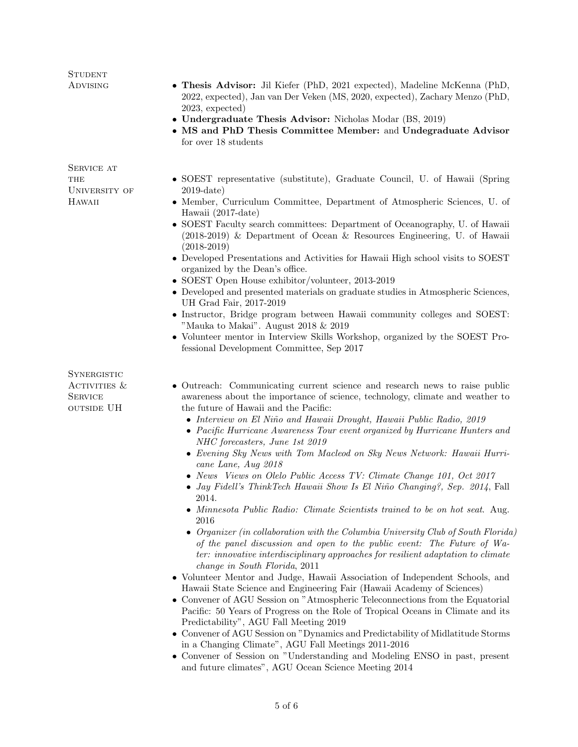## Student Advising

- **Thesis Advisor:** Jil Kiefer (PhD, 2021 expected), Madeline McKenna (PhD, 2022, expected), Jan van Der Veken (MS, 2020, expected), Zachary Menzo (PhD, 2023, expected)
- **Undergraduate Thesis Advisor:** Nicholas Modar (BS, 2019)
- **MS and PhD Thesis Committee Member:** and **Undegraduate Advisor** for over 18 students

## Service at the University of Hawaii

- SOEST representative (substitute), Graduate Council, U. of Hawaii (Spring 2019-date)
- Member, Curriculum Committee, Department of Atmospheric Sciences, U. of Hawaii (2017-date)
- SOEST Faculty search committees: Department of Oceanography, U. of Hawaii (2018-2019) & Department of Ocean & Resources Engineering, U. of Hawaii (2018-2019)
- Developed Presentations and Activities for Hawaii High school visits to SOEST organized by the Dean's office.
- SOEST Open House exhibitor/volunteer, 2013-2019
- Developed and presented materials on graduate studies in Atmospheric Sciences, UH Grad Fair, 2017-2019
- Instructor, Bridge program between Hawaii community colleges and SOEST: "Mauka to Makai". August 2018 & 2019
- Volunteer mentor in Interview Skills Workshop, organized by the SOEST Professional Development Committee, Sep 2017

## Synergistic Activities & Service outside UH

- Outreach: Communicating current science and research news to raise public awareness about the importance of science, technology, climate and weather to the future of Hawaii and the Pacific:
  - *Interview on El Niño and Hawaii Drought, Hawaii Public Radio, 2019*
  - *Pacific Hurricane Awareness Tour event organized by Hurricane Hunters and NHC forecasters, June 1st 2019*
  - *Evening Sky News with Tom Macleod on Sky News Network: Hawaii Hurricane Lane, Aug 2018*
  - *News Views on Olelo Public Access TV: Climate Change 101, Oct 2017*
  - *Jay Fidell's ThinkTech Hawaii Show Is El Niño Changing?, Sep. 2014*, Fall 2014.
  - *Minnesota Public Radio: Climate Scientists trained to be on hot seat*. Aug. 2016
  - *Organizer (in collaboration with the Columbia University Club of South Florida) of the panel discussion and open to the public event: The Future of Water: innovative interdisciplinary approaches for resilient adaptation to climate change in South Florida*, 2011
- Volunteer Mentor and Judge, Hawaii Association of Independent Schools, and Hawaii State Science and Engineering Fair (Hawaii Academy of Sciences)
- Convener of AGU Session on "Atmospheric Teleconnections from the Equatorial Pacific: 50 Years of Progress on the Role of Tropical Oceans in Climate and its Predictability", AGU Fall Meeting 2019
- Convener of AGU Session on "Dynamics and Predictability of Midlatitude Storms in a Changing Climate", AGU Fall Meetings 2011-2016
- Convener of Session on "Understanding and Modeling ENSO in past, present and future climates", AGU Ocean Science Meeting 2014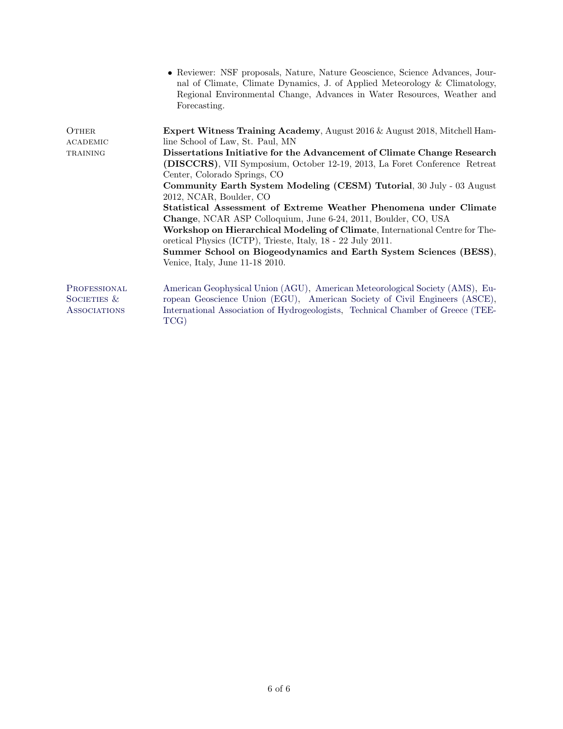- Reviewer: NSF proposals, Nature, Nature Geoscience, Science Advances, Journal of Climate, Climate Dynamics, J. of Applied Meteorology & Climatology, Regional Environmental Change, Advances in Water Resources, Weather and Forecasting.

## Other academic training

**Expert Witness Training Academy**, August 2016 & August 2018, Mitchell Hamline School of Law, St. Paul, MN

**Dissertations Initiative for the Advancement of Climate Change Research (DISCCRS)**, VII Symposium, October 12-19, 2013, La Foret Conference Retreat Center, Colorado Springs, CO

**Community Earth System Modeling (CESM) Tutorial**, 30 July - 03 August 2012, NCAR, Boulder, CO

**Statistical Assessment of Extreme Weather Phenomena under Climate Change**, NCAR ASP Colloquium, June 6-24, 2011, Boulder, CO, USA

**Workshop on Hierarchical Modeling of Climate**, International Centre for Theoretical Physics (ICTP), Trieste, Italy, 18 - 22 July 2011.

**Summer School on Biogeodynamics and Earth System Sciences (BESS)**, Venice, Italy, June 11-18 2010.

## Professional Societies & Associations

American Geophysical Union (AGU), American Meteorological Society (AMS), European Geoscience Union (EGU), American Society of Civil Engineers (ASCE), International Association of Hydrogeologists, Technical Chamber of Greece (TEE-TCG)